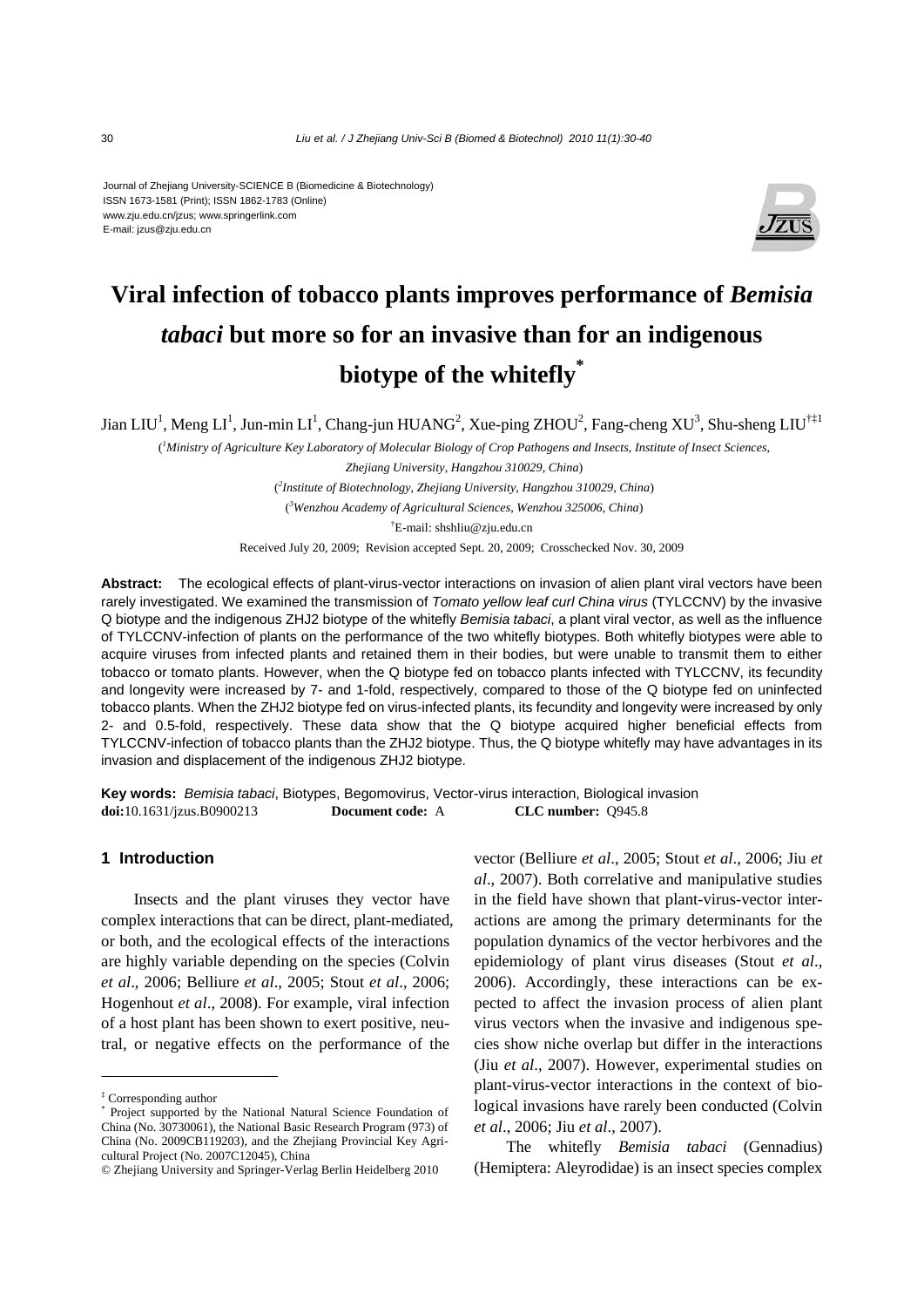Journal of Zhejiang University-SCIENCE B (Biomedicine & Biotechnology)
ISSN 1673-1581 (Print); ISSN 1862-1783 (Online)
www.zju.edu.cn/jzus; www.springerlink.com
E-mail: jzus@zju.edu.cn

# Viral infection of tobacco plants improves performance of *Bemisia tabaci* but more so for an invasive than for an indigenous biotype of the whitefly*

Jian LIU[1], Meng LI[1], Jun-min LI[1], Chang-jun HUANG[2], Xue-ping ZHOU[2], Fang-cheng XU[3], Shu-sheng LIU[†‡1]

([1]*Ministry of Agriculture Key Laboratory of Molecular Biology of Crop Pathogens and Insects, Institute of Insect Sciences, Zhejiang University, Hangzhou 310029, China*)

([2]*Institute of Biotechnology, Zhejiang University, Hangzhou 310029, China*)

([3]*Wenzhou Academy of Agricultural Sciences, Wenzhou 325006, China*)

[†]E-mail: shshliu@zju.edu.cn

Received July 20, 2009; Revision accepted Sept. 20, 2009; Crosschecked Nov. 30, 2009

**Abstract:** The ecological effects of plant-virus-vector interactions on invasion of alien plant viral vectors have been rarely investigated. We examined the transmission of *Tomato yellow leaf curl China virus* (TYLCCNV) by the invasive Q biotype and the indigenous ZHJ2 biotype of the whitefly *Bemisia tabaci*, a plant viral vector, as well as the influence of TYLCCNV-infection of plants on the performance of the two whitefly biotypes. Both whitefly biotypes were able to acquire viruses from infected plants and retained them in their bodies, but were unable to transmit them to either tobacco or tomato plants. However, when the Q biotype fed on tobacco plants infected with TYLCCNV, its fecundity and longevity were increased by 7- and 1-fold, respectively, compared to those of the Q biotype fed on uninfected tobacco plants. When the ZHJ2 biotype fed on virus-infected plants, its fecundity and longevity were increased by only 2- and 0.5-fold, respectively. These data show that the Q biotype acquired higher beneficial effects from TYLCCNV-infection of tobacco plants than the ZHJ2 biotype. Thus, the Q biotype whitefly may have advantages in its invasion and displacement of the indigenous ZHJ2 biotype.

**Key words:** *Bemisia tabaci*, Biotypes, Begomovirus, Vector-virus interaction, Biological invasion
**doi:**10.1631/jzus.B0900213 **Document code:** A **CLC number:** Q945.8

## 1 Introduction

Insects and the plant viruses they vector have complex interactions that can be direct, plant-mediated, or both, and the ecological effects of the interactions are highly variable depending on the species (Colvin *et al*., 2006; Belliure *et al*., 2005; Stout *et al*., 2006; Hogenhout *et al*., 2008). For example, viral infection of a host plant has been shown to exert positive, neutral, or negative effects on the performance of the vector (Belliure *et al*., 2005; Stout *et al*., 2006; Jiu *et al*., 2007). Both correlative and manipulative studies in the field have shown that plant-virus-vector interactions are among the primary determinants for the population dynamics of the vector herbivores and the epidemiology of plant virus diseases (Stout *et al*., 2006). Accordingly, these interactions can be expected to affect the invasion process of alien plant virus vectors when the invasive and indigenous species show niche overlap but differ in the interactions (Jiu *et al*., 2007). However, experimental studies on plant-virus-vector interactions in the context of biological invasions have rarely been conducted (Colvin *et al*., 2006; Jiu *et al*., 2007).

The whitefly *Bemisia tabaci* (Gennadius) (Hemiptera: Aleyrodidae) is an insect species complex

---

‡ Corresponding author

\* Project supported by the National Natural Science Foundation of China (No. 30730061), the National Basic Research Program (973) of China (No. 2009CB119203), and the Zhejiang Provincial Key Agricultural Project (No. 2007C12045), China

© Zhejiang University and Springer-Verlag Berlin Heidelberg 2010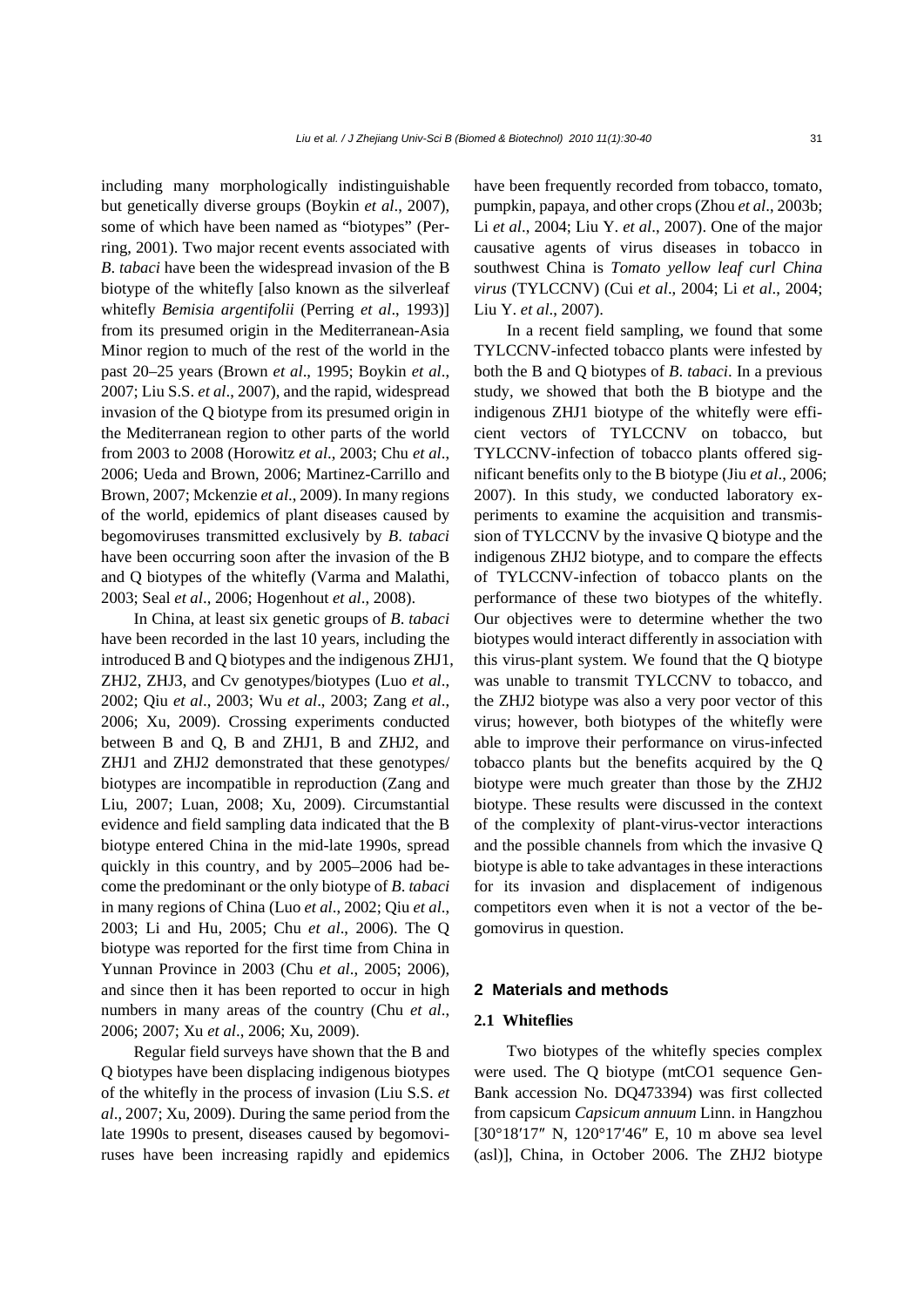including many morphologically indistinguishable but genetically diverse groups (Boykin *et al*., 2007), some of which have been named as "biotypes" (Perring, 2001). Two major recent events associated with *B. tabaci* have been the widespread invasion of the B biotype of the whitefly [also known as the silverleaf whitefly *Bemisia argentifolii* (Perring *et al*., 1993)] from its presumed origin in the Mediterranean-Asia Minor region to much of the rest of the world in the past 20–25 years (Brown *et al*., 1995; Boykin *et al*., 2007; Liu S.S. *et al*., 2007), and the rapid, widespread invasion of the Q biotype from its presumed origin in the Mediterranean region to other parts of the world from 2003 to 2008 (Horowitz *et al*., 2003; Chu *et al*., 2006; Ueda and Brown, 2006; Martinez-Carrillo and Brown, 2007; Mckenzie *et al*., 2009). In many regions of the world, epidemics of plant diseases caused by begomoviruses transmitted exclusively by *B. tabaci* have been occurring soon after the invasion of the B and Q biotypes of the whitefly (Varma and Malathi, 2003; Seal *et al*., 2006; Hogenhout *et al*., 2008).

In China, at least six genetic groups of *B. tabaci* have been recorded in the last 10 years, including the introduced B and Q biotypes and the indigenous ZHJ1, ZHJ2, ZHJ3, and Cv genotypes/biotypes (Luo *et al*., 2002; Qiu *et al*., 2003; Wu *et al*., 2003; Zang *et al*., 2006; Xu, 2009). Crossing experiments conducted between B and Q, B and ZHJ1, B and ZHJ2, and ZHJ1 and ZHJ2 demonstrated that these genotypes/ biotypes are incompatible in reproduction (Zang and Liu, 2007; Luan, 2008; Xu, 2009). Circumstantial evidence and field sampling data indicated that the B biotype entered China in the mid-late 1990s, spread quickly in this country, and by 2005–2006 had become the predominant or the only biotype of *B. tabaci* in many regions of China (Luo *et al*., 2002; Qiu *et al*., 2003; Li and Hu, 2005; Chu *et al*., 2006). The Q biotype was reported for the first time from China in Yunnan Province in 2003 (Chu *et al*., 2005; 2006), and since then it has been reported to occur in high numbers in many areas of the country (Chu *et al*., 2006; 2007; Xu *et al*., 2006; Xu, 2009).

Regular field surveys have shown that the B and Q biotypes have been displacing indigenous biotypes of the whitefly in the process of invasion (Liu S.S. *et al*., 2007; Xu, 2009). During the same period from the late 1990s to present, diseases caused by begomoviruses have been increasing rapidly and epidemics have been frequently recorded from tobacco, tomato, pumpkin, papaya, and other crops (Zhou *et al*., 2003b; Li *et al*., 2004; Liu Y. *et al*., 2007). One of the major causative agents of virus diseases in tobacco in southwest China is *Tomato yellow leaf curl China virus* (TYLCCNV) (Cui *et al*., 2004; Li *et al*., 2004; Liu Y. *et al*., 2007).

In a recent field sampling, we found that some TYLCCNV-infected tobacco plants were infested by both the B and Q biotypes of *B. tabaci*. In a previous study, we showed that both the B biotype and the indigenous ZHJ1 biotype of the whitefly were efficient vectors of TYLCCNV on tobacco, but TYLCCNV-infection of tobacco plants offered significant benefits only to the B biotype (Jiu *et al*., 2006; 2007). In this study, we conducted laboratory experiments to examine the acquisition and transmission of TYLCCNV by the invasive Q biotype and the indigenous ZHJ2 biotype, and to compare the effects of TYLCCNV-infection of tobacco plants on the performance of these two biotypes of the whitefly. Our objectives were to determine whether the two biotypes would interact differently in association with this virus-plant system. We found that the Q biotype was unable to transmit TYLCCNV to tobacco, and the ZHJ2 biotype was also a very poor vector of this virus; however, both biotypes of the whitefly were able to improve their performance on virus-infected tobacco plants but the benefits acquired by the Q biotype were much greater than those by the ZHJ2 biotype. These results were discussed in the context of the complexity of plant-virus-vector interactions and the possible channels from which the invasive Q biotype is able to take advantages in these interactions for its invasion and displacement of indigenous competitors even when it is not a vector of the begomovirus in question.

## 2 Materials and methods

### 2.1 Whiteflies

Two biotypes of the whitefly species complex were used. The Q biotype (mtCO1 sequence GenBank accession No. DQ473394) was first collected from capsicum *Capsicum annuum* Linn. in Hangzhou [30°18′17″ N, 120°17′46″ E, 10 m above sea level (asl)], China, in October 2006. The ZHJ2 biotype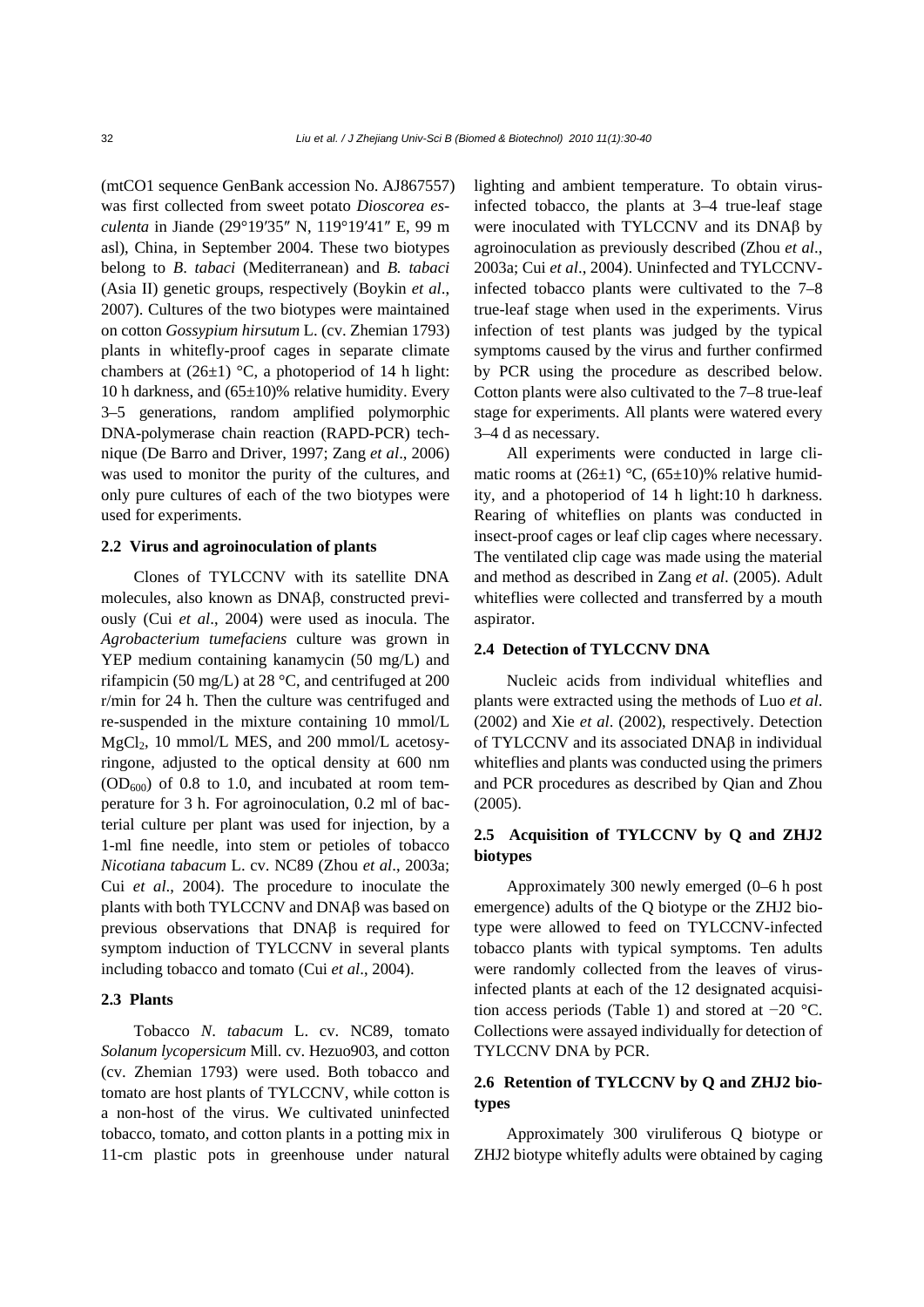(mtCO1 sequence GenBank accession No. AJ867557) was first collected from sweet potato *Dioscorea esculenta* in Jiande (29°19′35″ N, 119°19′41″ E, 99 m asl), China, in September 2004. These two biotypes belong to *B. tabaci* (Mediterranean) and *B. tabaci* (Asia II) genetic groups, respectively (Boykin *et al*., 2007). Cultures of the two biotypes were maintained on cotton *Gossypium hirsutum* L. (cv. Zhemian 1793) plants in whitefly-proof cages in separate climate chambers at (26±1) °C, a photoperiod of 14 h light: 10 h darkness, and (65±10)% relative humidity. Every 3–5 generations, random amplified polymorphic DNA-polymerase chain reaction (RAPD-PCR) technique (De Barro and Driver, 1997; Zang *et al*., 2006) was used to monitor the purity of the cultures, and only pure cultures of each of the two biotypes were used for experiments.

### 2.2 Virus and agroinoculation of plants

Clones of TYLCCNV with its satellite DNA molecules, also known as DNAβ, constructed previously (Cui *et al*., 2004) were used as inocula. The *Agrobacterium tumefaciens* culture was grown in YEP medium containing kanamycin (50 mg/L) and rifampicin (50 mg/L) at 28 °C, and centrifuged at 200 r/min for 24 h. Then the culture was centrifuged and re-suspended in the mixture containing 10 mmol/L $MgCl_2$, 10 mmol/L MES, and 200 mmol/L acetosyringone, adjusted to the optical density at 600 nm ($OD_{600}$) of 0.8 to 1.0, and incubated at room temperature for 3 h. For agroinoculation, 0.2 ml of bacterial culture per plant was used for injection, by a 1-ml fine needle, into stem or petioles of tobacco *Nicotiana tabacum* L. cv. NC89 (Zhou *et al*., 2003a; Cui *et al*., 2004). The procedure to inoculate the plants with both TYLCCNV and DNAβ was based on previous observations that DNAβ is required for symptom induction of TYLCCNV in several plants including tobacco and tomato (Cui *et al*., 2004).

### 2.3 Plants

Tobacco *N. tabacum* L. cv. NC89, tomato *Solanum lycopersicum* Mill. cv. Hezuo903, and cotton (cv. Zhemian 1793) were used. Both tobacco and tomato are host plants of TYLCCNV, while cotton is a non-host of the virus. We cultivated uninfected tobacco, tomato, and cotton plants in a potting mix in 11-cm plastic pots in greenhouse under natural lighting and ambient temperature. To obtain virus-infected tobacco, the plants at 3–4 true-leaf stage were inoculated with TYLCCNV and its DNAβ by agroinoculation as previously described (Zhou *et al*., 2003a; Cui *et al*., 2004). Uninfected and TYLCCNV-infected tobacco plants were cultivated to the 7–8 true-leaf stage when used in the experiments. Virus infection of test plants was judged by the typical symptoms caused by the virus and further confirmed by PCR using the procedure as described below. Cotton plants were also cultivated to the 7–8 true-leaf stage for experiments. All plants were watered every 3–4 d as necessary.

All experiments were conducted in large climatic rooms at (26±1) °C, (65±10)% relative humidity, and a photoperiod of 14 h light:10 h darkness. Rearing of whiteflies on plants was conducted in insect-proof cages or leaf clip cages where necessary. The ventilated clip cage was made using the material and method as described in Zang *et al*. (2005). Adult whiteflies were collected and transferred by a mouth aspirator.

### 2.4 Detection of TYLCCNV DNA

Nucleic acids from individual whiteflies and plants were extracted using the methods of Luo *et al*. (2002) and Xie *et al*. (2002), respectively. Detection of TYLCCNV and its associated DNAβ in individual whiteflies and plants was conducted using the primers and PCR procedures as described by Qian and Zhou (2005).

### 2.5 Acquisition of TYLCCNV by Q and ZHJ2 biotypes

Approximately 300 newly emerged (0–6 h post emergence) adults of the Q biotype or the ZHJ2 biotype were allowed to feed on TYLCCNV-infected tobacco plants with typical symptoms. Ten adults were randomly collected from the leaves of virus-infected plants at each of the 12 designated acquisition access periods (Table 1) and stored at −20 °C. Collections were assayed individually for detection of TYLCCNV DNA by PCR.

### 2.6 Retention of TYLCCNV by Q and ZHJ2 biotypes

Approximately 300 viruliferous Q biotype or ZHJ2 biotype whitefly adults were obtained by caging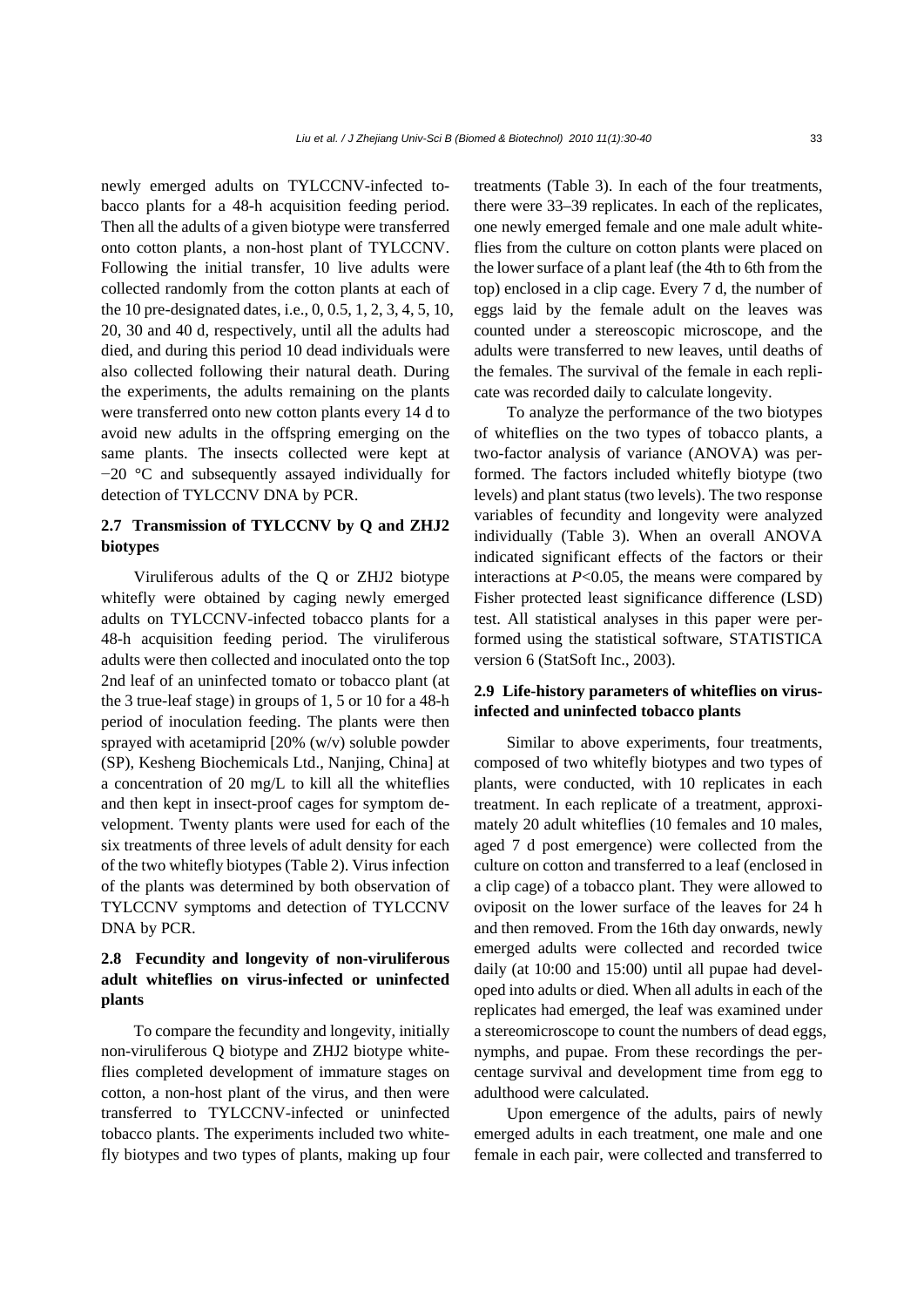newly emerged adults on TYLCCNV-infected tobacco plants for a 48-h acquisition feeding period. Then all the adults of a given biotype were transferred onto cotton plants, a non-host plant of TYLCCNV. Following the initial transfer, 10 live adults were collected randomly from the cotton plants at each of the 10 pre-designated dates, i.e., 0, 0.5, 1, 2, 3, 4, 5, 10, 20, 30 and 40 d, respectively, until all the adults had died, and during this period 10 dead individuals were also collected following their natural death. During the experiments, the adults remaining on the plants were transferred onto new cotton plants every 14 d to avoid new adults in the offspring emerging on the same plants. The insects collected were kept at −20 °C and subsequently assayed individually for detection of TYLCCNV DNA by PCR.

### 2.7 Transmission of TYLCCNV by Q and ZHJ2 biotypes

Viruliferous adults of the Q or ZHJ2 biotype whitefly were obtained by caging newly emerged adults on TYLCCNV-infected tobacco plants for a 48-h acquisition feeding period. The viruliferous adults were then collected and inoculated onto the top 2nd leaf of an uninfected tomato or tobacco plant (at the 3 true-leaf stage) in groups of 1, 5 or 10 for a 48-h period of inoculation feeding. The plants were then sprayed with acetamiprid [20% (w/v) soluble powder (SP), Kesheng Biochemicals Ltd., Nanjing, China] at a concentration of 20 mg/L to kill all the whiteflies and then kept in insect-proof cages for symptom development. Twenty plants were used for each of the six treatments of three levels of adult density for each of the two whitefly biotypes (Table 2). Virus infection of the plants was determined by both observation of TYLCCNV symptoms and detection of TYLCCNV DNA by PCR.

### 2.8 Fecundity and longevity of non-viruliferous adult whiteflies on virus-infected or uninfected plants

To compare the fecundity and longevity, initially non-viruliferous Q biotype and ZHJ2 biotype whiteflies completed development of immature stages on cotton, a non-host plant of the virus, and then were transferred to TYLCCNV-infected or uninfected tobacco plants. The experiments included two whitefly biotypes and two types of plants, making up four treatments (Table 3). In each of the four treatments, there were 33–39 replicates. In each of the replicates, one newly emerged female and one male adult whiteflies from the culture on cotton plants were placed on the lower surface of a plant leaf (the 4th to 6th from the top) enclosed in a clip cage. Every 7 d, the number of eggs laid by the female adult on the leaves was counted under a stereoscopic microscope, and the adults were transferred to new leaves, until deaths of the females. The survival of the female in each replicate was recorded daily to calculate longevity.

To analyze the performance of the two biotypes of whiteflies on the two types of tobacco plants, a two-factor analysis of variance (ANOVA) was performed. The factors included whitefly biotype (two levels) and plant status (two levels). The two response variables of fecundity and longevity were analyzed individually (Table 3). When an overall ANOVA indicated significant effects of the factors or their interactions at $P<0.05$, the means were compared by Fisher protected least significance difference (LSD) test. All statistical analyses in this paper were performed using the statistical software, STATISTICA version 6 (StatSoft Inc., 2003).

### 2.9 Life-history parameters of whiteflies on virus-infected and uninfected tobacco plants

Similar to above experiments, four treatments, composed of two whitefly biotypes and two types of plants, were conducted, with 10 replicates in each treatment. In each replicate of a treatment, approximately 20 adult whiteflies (10 females and 10 males, aged 7 d post emergence) were collected from the culture on cotton and transferred to a leaf (enclosed in a clip cage) of a tobacco plant. They were allowed to oviposit on the lower surface of the leaves for 24 h and then removed. From the 16th day onwards, newly emerged adults were collected and recorded twice daily (at 10:00 and 15:00) until all pupae had developed into adults or died. When all adults in each of the replicates had emerged, the leaf was examined under a stereomicroscope to count the numbers of dead eggs, nymphs, and pupae. From these recordings the percentage survival and development time from egg to adulthood were calculated.

Upon emergence of the adults, pairs of newly emerged adults in each treatment, one male and one female in each pair, were collected and transferred to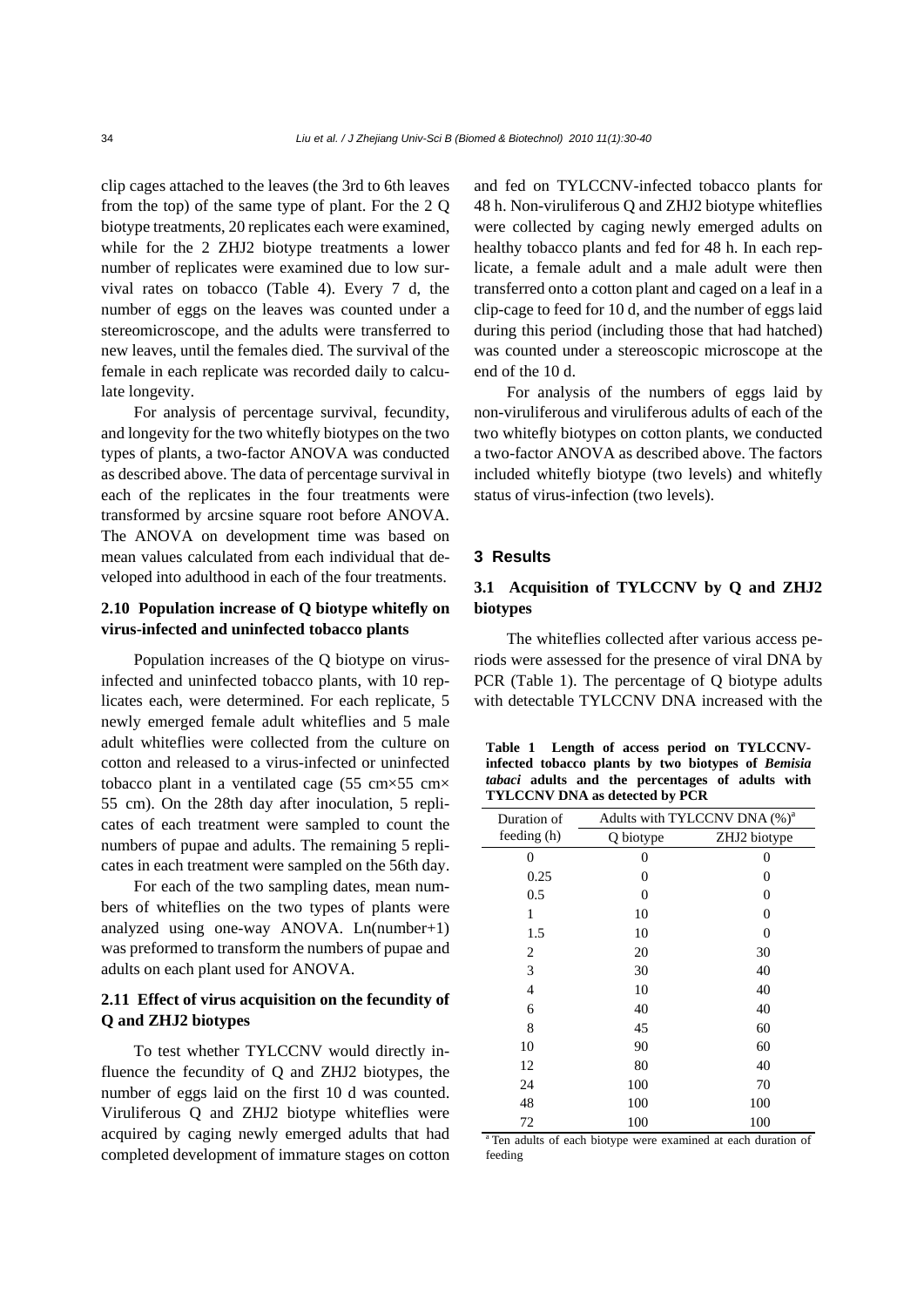clip cages attached to the leaves (the 3rd to 6th leaves from the top) of the same type of plant. For the 2 Q biotype treatments, 20 replicates each were examined, while for the 2 ZHJ2 biotype treatments a lower number of replicates were examined due to low survival rates on tobacco (Table 4). Every 7 d, the number of eggs on the leaves was counted under a stereomicroscope, and the adults were transferred to new leaves, until the females died. The survival of the female in each replicate was recorded daily to calculate longevity.

For analysis of percentage survival, fecundity, and longevity for the two whitefly biotypes on the two types of plants, a two-factor ANOVA was conducted as described above. The data of percentage survival in each of the replicates in the four treatments were transformed by arcsine square root before ANOVA. The ANOVA on development time was based on mean values calculated from each individual that developed into adulthood in each of the four treatments.

### 2.10 Population increase of Q biotype whitefly on virus-infected and uninfected tobacco plants

Population increases of the Q biotype on virus-infected and uninfected tobacco plants, with 10 replicates each, were determined. For each replicate, 5 newly emerged female adult whiteflies and 5 male adult whiteflies were collected from the culture on cotton and released to a virus-infected or uninfected tobacco plant in a ventilated cage (55 cm×55 cm×55 cm). On the 28th day after inoculation, 5 replicates of each treatment were sampled to count the numbers of pupae and adults. The remaining 5 replicates in each treatment were sampled on the 56th day.

For each of the two sampling dates, mean numbers of whiteflies on the two types of plants were analyzed using one-way ANOVA. Ln(number+1) was preformed to transform the numbers of pupae and adults on each plant used for ANOVA.

### 2.11 Effect of virus acquisition on the fecundity of Q and ZHJ2 biotypes

To test whether TYLCCNV would directly influence the fecundity of Q and ZHJ2 biotypes, the number of eggs laid on the first 10 d was counted. Viruliferous Q and ZHJ2 biotype whiteflies were acquired by caging newly emerged adults that had completed development of immature stages on cotton and fed on TYLCCNV-infected tobacco plants for 48 h. Non-viruliferous Q and ZHJ2 biotype whiteflies were collected by caging newly emerged adults on healthy tobacco plants and fed for 48 h. In each replicate, a female adult and a male adult were then transferred onto a cotton plant and caged on a leaf in a clip-cage to feed for 10 d, and the number of eggs laid during this period (including those that had hatched) was counted under a stereoscopic microscope at the end of the 10 d.

For analysis of the numbers of eggs laid by non-viruliferous and viruliferous adults of each of the two whitefly biotypes on cotton plants, we conducted a two-factor ANOVA as described above. The factors included whitefly biotype (two levels) and whitefly status of virus-infection (two levels).

## 3 Results

### 3.1 Acquisition of TYLCCNV by Q and ZHJ2 biotypes

The whiteflies collected after various access periods were assessed for the presence of viral DNA by PCR (Table 1). The percentage of Q biotype adults with detectable TYLCCNV DNA increased with the

**Table 1 Length of access period on TYLCCNV-infected tobacco plants by two biotypes of *Bemisia tabaci* adults and the percentages of adults with TYLCCNV DNA as detected by PCR**

| Duration of feeding (h) | Adults with TYLCCNV DNA (%)[a] | |
|---|---|---|
| | Q biotype | ZHJ2 biotype |
| 0 | 0 | 0 |
| 0.25 | 0 | 0 |
| 0.5 | 0 | 0 |
| 1 | 10 | 0 |
| 1.5 | 10 | 0 |
| 2 | 20 | 30 |
| 3 | 30 | 40 |
| 4 | 10 | 40 |
| 6 | 40 | 40 |
| 8 | 45 | 60 |
| 10 | 90 | 60 |
| 12 | 80 | 40 |
| 24 | 100 | 70 |
| 48 | 100 | 100 |
| 72 | 100 | 100 |

[a] Ten adults of each biotype were examined at each duration of feeding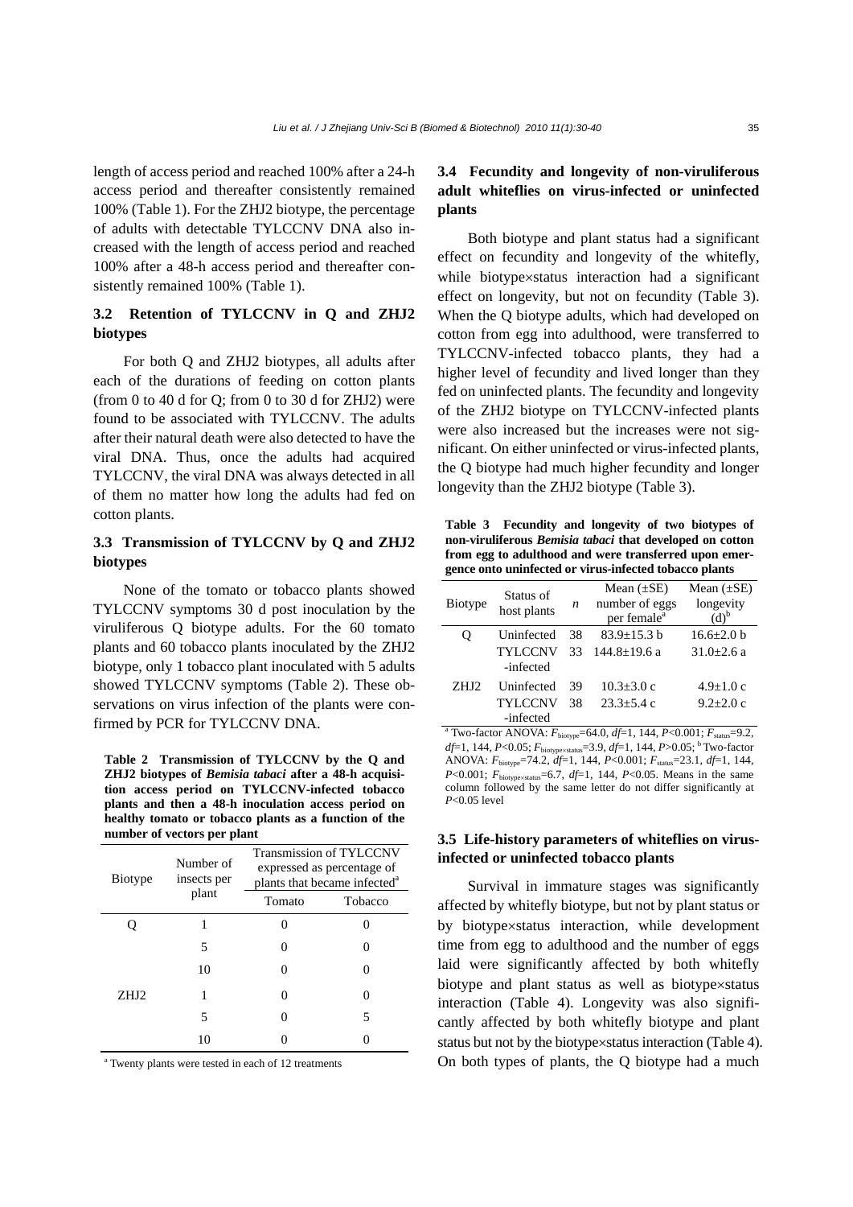length of access period and reached 100% after a 24-h access period and thereafter consistently remained 100% (Table 1). For the ZHJ2 biotype, the percentage of adults with detectable TYLCCNV DNA also increased with the length of access period and reached 100% after a 48-h access period and thereafter consistently remained 100% (Table 1).

### 3.2 Retention of TYLCCNV in Q and ZHJ2 biotypes

For both Q and ZHJ2 biotypes, all adults after each of the durations of feeding on cotton plants (from 0 to 40 d for Q; from 0 to 30 d for ZHJ2) were found to be associated with TYLCCNV. The adults after their natural death were also detected to have the viral DNA. Thus, once the adults had acquired TYLCCNV, the viral DNA was always detected in all of them no matter how long the adults had fed on cotton plants.

### 3.3 Transmission of TYLCCNV by Q and ZHJ2 biotypes

None of the tomato or tobacco plants showed TYLCCNV symptoms 30 d post inoculation by the viruliferous Q biotype adults. For the 60 tomato plants and 60 tobacco plants inoculated by the ZHJ2 biotype, only 1 tobacco plant inoculated with 5 adults showed TYLCCNV symptoms (Table 2). These observations on virus infection of the plants were confirmed by PCR for TYLCCNV DNA.

**Table 2 Transmission of TYLCCNV by the Q and ZHJ2 biotypes of *Bemisia tabaci* after a 48-h acquisition access period on TYLCCNV-infected tobacco plants and then a 48-h inoculation access period on healthy tomato or tobacco plants as a function of the number of vectors per plant**

| Biotype | Number of insects per plant | Transmission of TYLCCNV expressed as percentage of plants that became infected[a] | |
|---|---|---|---|
| | | Tomato | Tobacco |
| Q | 1 | 0 | 0 |
| | 5 | 0 | 0 |
| | 10 | 0 | 0 |
| ZHJ2 | 1 | 0 | 0 |
| | 5 | 0 | 5 |
| | 10 | 0 | 0 |

[a] Twenty plants were tested in each of 12 treatments

### 3.4 Fecundity and longevity of non-viruliferous adult whiteflies on virus-infected or uninfected plants

Both biotype and plant status had a significant effect on fecundity and longevity of the whitefly, while biotype×status interaction had a significant effect on longevity, but not on fecundity (Table 3). When the Q biotype adults, which had developed on cotton from egg into adulthood, were transferred to TYLCCNV-infected tobacco plants, they had a higher level of fecundity and lived longer than they fed on uninfected plants. The fecundity and longevity of the ZHJ2 biotype on TYLCCNV-infected plants were also increased but the increases were not significant. On either uninfected or virus-infected plants, the Q biotype had much higher fecundity and longer longevity than the ZHJ2 biotype (Table 3).

**Table 3 Fecundity and longevity of two biotypes of non-viruliferous *Bemisia tabaci* that developed on cotton from egg to adulthood and were transferred upon emergence onto uninfected or virus-infected tobacco plants**

| Biotype | Status of host plants | $n$ | Mean (±SE) number of eggs per female[a] | Mean (±SE) longevity (d)[b] |
|---|---|---|---|---|
| Q | Uninfected | 38 | 83.9±15.3 b | 16.6±2.0 b |
| | TYLCCNV-infected | 33 | 144.8±19.6 a | 31.0±2.6 a |
| ZHJ2 | Uninfected | 39 | 10.3±3.0 c | 4.9±1.0 c |
| | TYLCCNV-infected | 38 | 23.3±5.4 c | 9.2±2.0 c |

[a] Two-factor ANOVA: $F_{biotype}$=64.0, $df$=1, 144, $P$<0.001; $F_{status}$=9.2, $df$=1, 144, $P$<0.05; $F_{biotype×status}$=3.9, $df$=1, 144, $P$>0.05; [b] Two-factor ANOVA: $F_{biotype}$=74.2, $df$=1, 144, $P$<0.001; $F_{status}$=23.1, $df$=1, 144, $P$<0.001; $F_{biotype×status}$=6.7, $df$=1, 144, $P$<0.05. Means in the same column followed by the same letter do not differ significantly at $P$<0.05 level

### 3.5 Life-history parameters of whiteflies on virus-infected or uninfected tobacco plants

Survival in immature stages was significantly affected by whitefly biotype, but not by plant status or by biotype×status interaction, while development time from egg to adulthood and the number of eggs laid were significantly affected by both whitefly biotype and plant status as well as biotype×status interaction (Table 4). Longevity was also significantly affected by both whitefly biotype and plant status but not by the biotype×status interaction (Table 4). On both types of plants, the Q biotype had a much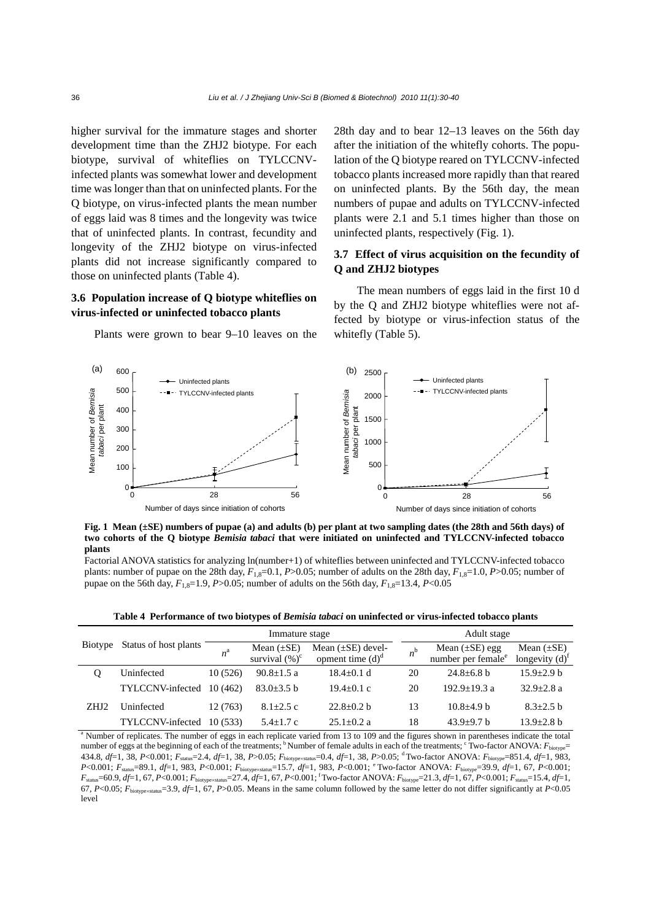higher survival for the immature stages and shorter development time than the ZHJ2 biotype. For each biotype, survival of whiteflies on TYLCCNV-infected plants was somewhat lower and development time was longer than that on uninfected plants. For the Q biotype, on virus-infected plants the mean number of eggs laid was 8 times and the longevity was twice that of uninfected plants. In contrast, fecundity and longevity of the ZHJ2 biotype on virus-infected plants did not increase significantly compared to those on uninfected plants (Table 4).

### 3.6 Population increase of Q biotype whiteflies on virus-infected or uninfected tobacco plants

Plants were grown to bear 9–10 leaves on the 28th day and to bear 12–13 leaves on the 56th day after the initiation of the whitefly cohorts. The population of the Q biotype reared on TYLCCNV-infected tobacco plants increased more rapidly than that reared on uninfected plants. By the 56th day, the mean numbers of pupae and adults on TYLCCNV-infected plants were 2.1 and 5.1 times higher than those on uninfected plants, respectively (Fig. 1).

### 3.7 Effect of virus acquisition on the fecundity of Q and ZHJ2 biotypes

The mean numbers of eggs laid in the first 10 d by the Q and ZHJ2 biotype whiteflies were not affected by biotype or virus-infection status of the whitefly (Table 5).

(a)
Mean number of *Bemisia tabaci* per plant
600
500
400
300
200
100
0
0 28 56
Number of days since initiation of cohorts
Uninfected plants
TYLCCNV-infected plants

(b)
Mean number of *Bemisia tabaci* per plant
2500
2000
1500
1000
500
0
0 28 56
Number of days since initiation of cohorts
Uninfected plants
TYLCCNV-infected plants

**Fig. 1 Mean (±SE) numbers of pupae (a) and adults (b) per plant at two sampling dates (the 28th and 56th days) of two cohorts of the Q biotype *Bemisia tabaci* that were initiated on uninfected and TYLCCNV-infected tobacco plants**

Factorial ANOVA statistics for analyzing ln(number+1) of whiteflies between uninfected and TYLCCNV-infected tobacco plants: number of pupae on the 28th day, $F_{1,8}$=0.1, $P$>0.05; number of adults on the 28th day, $F_{1,8}$=1.0, $P$>0.05; number of pupae on the 56th day, $F_{1,8}$=1.9, $P$>0.05; number of adults on the 56th day, $F_{1,8}$=13.4, $P$<0.05

**Table 4 Performance of two biotypes of *Bemisia tabaci* on uninfected or virus-infected tobacco plants**

| Biotype | Status of host plants | Immature stage | | | Adult stage | | |
|---|---|---|---|---|---|---|---|
| | | $n$[a] | Mean (±SE) survival (%)[c] | Mean (±SE) development time (d)[d] | $n$[b] | Mean (±SE) egg number per female[e] | Mean (±SE) longevity (d)[f] |
| Q | Uninfected | 10 (526) | 90.8±1.5 a | 18.4±0.1 d | 20 | 24.8±6.8 b | 15.9±2.9 b |
| | TYLCCNV-infected | 10 (462) | 83.0±3.5 b | 19.4±0.1 c | 20 | 192.9±19.3 a | 32.9±2.8 a |
| ZHJ2 | Uninfected | 12 (763) | 8.1±2.5 c | 22.8±0.2 b | 13 | 10.8±4.9 b | 8.3±2.5 b |
| | TYLCCNV-infected | 10 (533) | 5.4±1.7 c | 25.1±0.2 a | 18 | 43.9±9.7 b | 13.9±2.8 b |

[a] Number of replicates. The number of eggs in each replicate varied from 13 to 109 and the figures shown in parentheses indicate the total number of eggs at the beginning of each of the treatments; [b] Number of female adults in each of the treatments; [c] Two-factor ANOVA: $F_{\text{biotype}}$=434.8, $df$=1, 38, $P$<0.001; $F_{\text{status}}$=2.4, $df$=1, 38, $P$>0.05; $F_{\text{biotype×status}}$=0.4, $df$=1, 38, $P$>0.05; [d] Two-factor ANOVA: $F_{\text{biotype}}$=851.4, $df$=1, 983, $P$<0.001; $F_{\text{status}}$=89.1, $df$=1, 983, $P$<0.001; $F_{\text{biotype×status}}$=15.7, $df$=1, 983, $P$<0.001; [e] Two-factor ANOVA: $F_{\text{biotype}}$=39.9, $df$=1, 67, $P$<0.001; $F_{\text{status}}$=60.9, $df$=1, 67, $P$<0.001; $F_{\text{biotype×status}}$=27.4, $df$=1, 67, $P$<0.001; [f] Two-factor ANOVA: $F_{\text{biotype}}$=21.3, $df$=1, 67, $P$<0.001; $F_{\text{status}}$=15.4, $df$=1, 67, $P$<0.05; $F_{\text{biotype×status}}$=3.9, $df$=1, 67, $P$>0.05. Means in the same column followed by the same letter do not differ significantly at $P$<0.05 level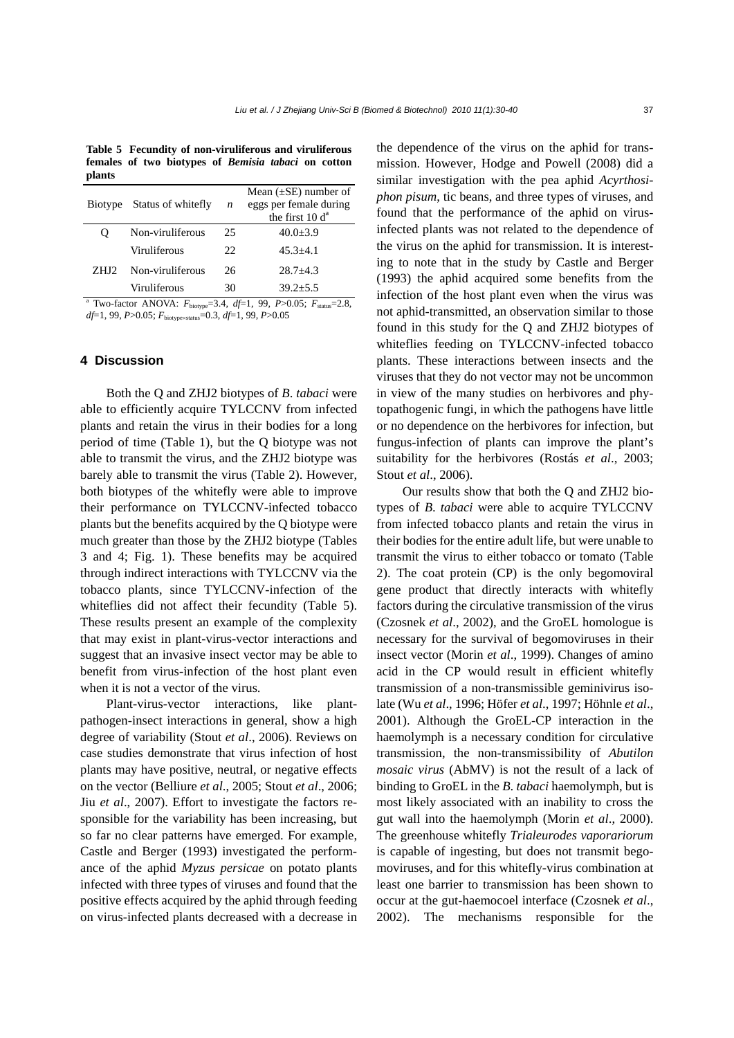**Table 5 Fecundity of non-viruliferous and viruliferous females of two biotypes of *Bemisia tabaci* on cotton plants**

| Biotype | Status of whitefly | $n$ | Mean (±SE) number of eggs per female during the first 10 d[a] |
|---|---|---|---|
| Q | Non-viruliferous | 25 | 40.0±3.9 |
| | Viruliferous | 22 | 45.3±4.1 |
| ZHJ2 | Non-viruliferous | 26 | 28.7±4.3 |
| | Viruliferous | 30 | 39.2±5.5 |

[a] Two-factor ANOVA: $F_{\text{biotype}}=3.4$, $df=1, 99$, $P>0.05$; $F_{\text{status}}=2.8$, $df=1, 99$, $P>0.05$; $F_{\text{biotype}\times\text{status}}=0.3$, $df=1, 99$, $P>0.05$

## 4 Discussion

Both the Q and ZHJ2 biotypes of *B. tabaci* were able to efficiently acquire TYLCCNV from infected plants and retain the virus in their bodies for a long period of time (Table 1), but the Q biotype was not able to transmit the virus, and the ZHJ2 biotype was barely able to transmit the virus (Table 2). However, both biotypes of the whitefly were able to improve their performance on TYLCCNV-infected tobacco plants but the benefits acquired by the Q biotype were much greater than those by the ZHJ2 biotype (Tables 3 and 4; Fig. 1). These benefits may be acquired through indirect interactions with TYLCCNV via the tobacco plants, since TYLCCNV-infection of the whiteflies did not affect their fecundity (Table 5). These results present an example of the complexity that may exist in plant-virus-vector interactions and suggest that an invasive insect vector may be able to benefit from virus-infection of the host plant even when it is not a vector of the virus.

Plant-virus-vector interactions, like plant-pathogen-insect interactions in general, show a high degree of variability (Stout *et al*., 2006). Reviews on case studies demonstrate that virus infection of host plants may have positive, neutral, or negative effects on the vector (Belliure *et al*., 2005; Stout *et al*., 2006; Jiu *et al*., 2007). Effort to investigate the factors responsible for the variability has been increasing, but so far no clear patterns have emerged. For example, Castle and Berger (1993) investigated the performance of the aphid *Myzus persicae* on potato plants infected with three types of viruses and found that the positive effects acquired by the aphid through feeding on virus-infected plants decreased with a decrease in the dependence of the virus on the aphid for transmission. However, Hodge and Powell (2008) did a similar investigation with the pea aphid *Acyrthosiphon pisum*, tic beans, and three types of viruses, and found that the performance of the aphid on virus-infected plants was not related to the dependence of the virus on the aphid for transmission. It is interesting to note that in the study by Castle and Berger (1993) the aphid acquired some benefits from the infection of the host plant even when the virus was not aphid-transmitted, an observation similar to those found in this study for the Q and ZHJ2 biotypes of whiteflies feeding on TYLCCNV-infected tobacco plants. These interactions between insects and the viruses that they do not vector may not be uncommon in view of the many studies on herbivores and phytopathogenic fungi, in which the pathogens have little or no dependence on the herbivores for infection, but fungus-infection of plants can improve the plant's suitability for the herbivores (Rostás *et al*., 2003; Stout *et al*., 2006).

Our results show that both the Q and ZHJ2 biotypes of *B. tabaci* were able to acquire TYLCCNV from infected tobacco plants and retain the virus in their bodies for the entire adult life, but were unable to transmit the virus to either tobacco or tomato (Table 2). The coat protein (CP) is the only begomoviral gene product that directly interacts with whitefly factors during the circulative transmission of the virus (Czosnek *et al*., 2002), and the GroEL homologue is necessary for the survival of begomoviruses in their insect vector (Morin *et al*., 1999). Changes of amino acid in the CP would result in efficient whitefly transmission of a non-transmissible geminivirus isolate (Wu *et al*., 1996; Höfer *et al*., 1997; Höhnle *et al*., 2001). Although the GroEL-CP interaction in the haemolymph is a necessary condition for circulative transmission, the non-transmissibility of *Abutilon mosaic virus* (AbMV) is not the result of a lack of binding to GroEL in the *B. tabaci* haemolymph, but is most likely associated with an inability to cross the gut wall into the haemolymph (Morin *et al*., 2000). The greenhouse whitefly *Trialeurodes vaporariorum* is capable of ingesting, but does not transmit begomoviruses, and for this whitefly-virus combination at least one barrier to transmission has been shown to occur at the gut-haemocoel interface (Czosnek *et al*., 2002). The mechanisms responsible for the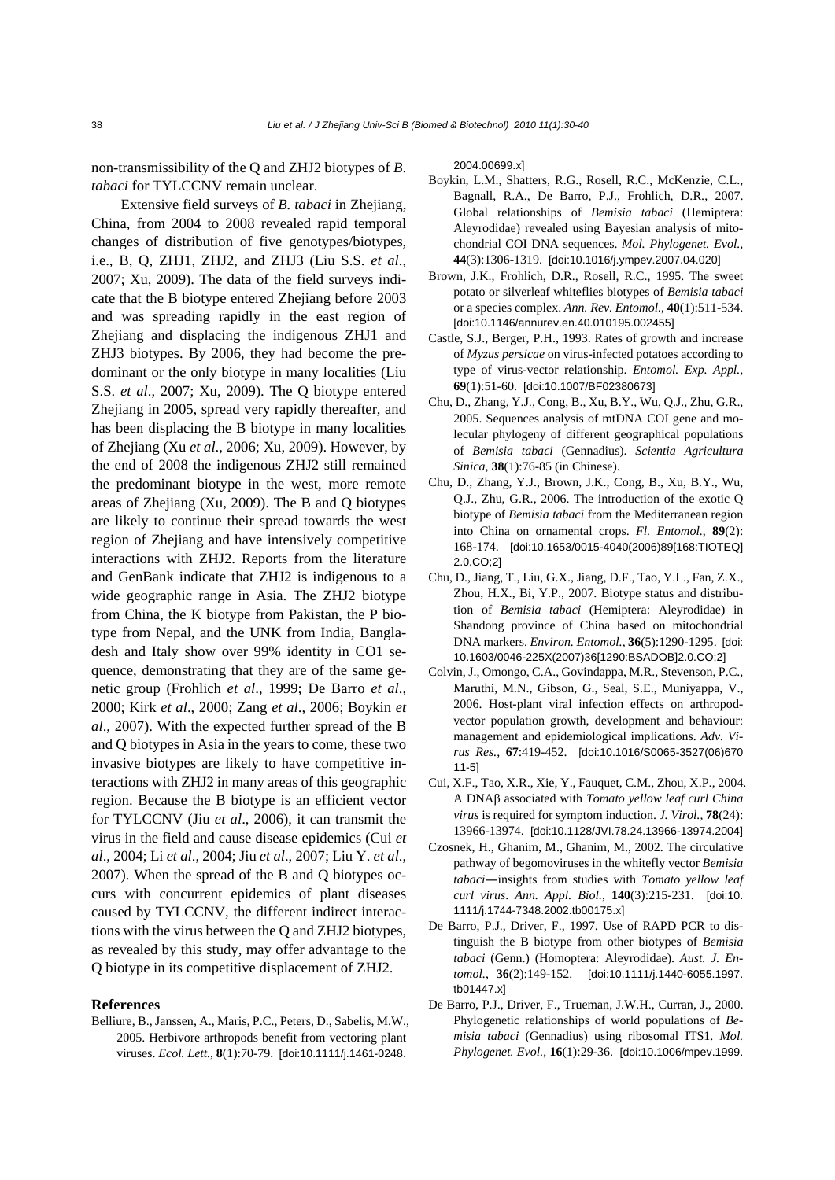non-transmissibility of the Q and ZHJ2 biotypes of *B. tabaci* for TYLCCNV remain unclear.

Extensive field surveys of *B. tabaci* in Zhejiang, China, from 2004 to 2008 revealed rapid temporal changes of distribution of five genotypes/biotypes, i.e., B, Q, ZHJ1, ZHJ2, and ZHJ3 (Liu S.S. *et al*., 2007; Xu, 2009). The data of the field surveys indicate that the B biotype entered Zhejiang before 2003 and was spreading rapidly in the east region of Zhejiang and displacing the indigenous ZHJ1 and ZHJ3 biotypes. By 2006, they had become the predominant or the only biotype in many localities (Liu S.S. *et al*., 2007; Xu, 2009). The Q biotype entered Zhejiang in 2005, spread very rapidly thereafter, and has been displacing the B biotype in many localities of Zhejiang (Xu *et al*., 2006; Xu, 2009). However, by the end of 2008 the indigenous ZHJ2 still remained the predominant biotype in the west, more remote areas of Zhejiang (Xu, 2009). The B and Q biotypes are likely to continue their spread towards the west region of Zhejiang and have intensively competitive interactions with ZHJ2. Reports from the literature and GenBank indicate that ZHJ2 is indigenous to a wide geographic range in Asia. The ZHJ2 biotype from China, the K biotype from Pakistan, the P biotype from Nepal, and the UNK from India, Bangladesh and Italy show over 99% identity in CO1 sequence, demonstrating that they are of the same genetic group (Frohlich *et al*., 1999; De Barro *et al*., 2000; Kirk *et al*., 2000; Zang *et al*., 2006; Boykin *et al*., 2007). With the expected further spread of the B and Q biotypes in Asia in the years to come, these two invasive biotypes are likely to have competitive interactions with ZHJ2 in many areas of this geographic region. Because the B biotype is an efficient vector for TYLCCNV (Jiu *et al*., 2006), it can transmit the virus in the field and cause disease epidemics (Cui *et al*., 2004; Li *et al*., 2004; Jiu *et al*., 2007; Liu Y. *et al*., 2007). When the spread of the B and Q biotypes occurs with concurrent epidemics of plant diseases caused by TYLCCNV, the different indirect interactions with the virus between the Q and ZHJ2 biotypes, as revealed by this study, may offer advantage to the Q biotype in its competitive displacement of ZHJ2.

## References

Belliure, B., Janssen, A., Maris, P.C., Peters, D., Sabelis, M.W., 2005. Herbivore arthropods benefit from vectoring plant viruses. *Ecol. Lett.*, **8**(1):70-79. [doi:10.1111/j.1461-0248.2004.00699.x]

Boykin, L.M., Shatters, R.G., Rosell, R.C., McKenzie, C.L., Bagnall, R.A., De Barro, P.J., Frohlich, D.R., 2007. Global relationships of *Bemisia tabaci* (Hemiptera: Aleyrodidae) revealed using Bayesian analysis of mitochondrial COI DNA sequences. *Mol. Phylogenet. Evol.*, **44**(3):1306-1319. [doi:10.1016/j.ympev.2007.04.020]

Brown, J.K., Frohlich, D.R., Rosell, R.C., 1995. The sweet potato or silverleaf whiteflies biotypes of *Bemisia tabaci* or a species complex. *Ann. Rev. Entomol.*, **40**(1):511-534. [doi:10.1146/annurev.en.40.010195.002455]

Castle, S.J., Berger, P.H., 1993. Rates of growth and increase of *Myzus persicae* on virus-infected potatoes according to type of virus-vector relationship. *Entomol. Exp. Appl.*, **69**(1):51-60. [doi:10.1007/BF02380673]

Chu, D., Zhang, Y.J., Cong, B., Xu, B.Y., Wu, Q.J., Zhu, G.R., 2005. Sequences analysis of mtDNA COI gene and molecular phylogeny of different geographical populations of *Bemisia tabaci* (Gennadius). *Scientia Agricultura Sinica*, **38**(1):76-85 (in Chinese).

Chu, D., Zhang, Y.J., Brown, J.K., Cong, B., Xu, B.Y., Wu, Q.J., Zhu, G.R., 2006. The introduction of the exotic Q biotype of *Bemisia tabaci* from the Mediterranean region into China on ornamental crops. *Fl. Entomol.*, **89**(2):168-174. [doi:10.1653/0015-4040(2006)89[168:TIOTEQ]2.0.CO;2]

Chu, D., Jiang, T., Liu, G.X., Jiang, D.F., Tao, Y.L., Fan, Z.X., Zhou, H.X., Bi, Y.P., 2007. Biotype status and distribution of *Bemisia tabaci* (Hemiptera: Aleyrodidae) in Shandong province of China based on mitochondrial DNA markers. *Environ. Entomol.*, **36**(5):1290-1295. [doi:10.1603/0046-225X(2007)36[1290:BSADOB]2.0.CO;2]

Colvin, J., Omongo, C.A., Govindappa, M.R., Stevenson, P.C., Maruthi, M.N., Gibson, G., Seal, S.E., Muniyappa, V., 2006. Host-plant viral infection effects on arthropod-vector population growth, development and behaviour: management and epidemiological implications. *Adv. Virus Res.*, **67**:419-452. [doi:10.1016/S0065-3527(06)67011-5]

Cui, X.F., Tao, X.R., Xie, Y., Fauquet, C.M., Zhou, X.P., 2004. A DNAβ associated with *Tomato yellow leaf curl China virus* is required for symptom induction. *J. Virol.*, **78**(24):13966-13974. [doi:10.1128/JVI.78.24.13966-13974.2004]

Czosnek, H., Ghanim, M., Ghanim, M., 2002. The circulative pathway of begomoviruses in the whitefly vector *Bemisia tabaci*—insights from studies with *Tomato yellow leaf curl virus*. *Ann. Appl. Biol.*, **140**(3):215-231. [doi:10.1111/j.1744-7348.2002.tb00175.x]

De Barro, P.J., Driver, F., 1997. Use of RAPD PCR to distinguish the B biotype from other biotypes of *Bemisia tabaci* (Genn.) (Homoptera: Aleyrodidae). *Aust. J. Entomol.*, **36**(2):149-152. [doi:10.1111/j.1440-6055.1997.tb01447.x]

De Barro, P.J., Driver, F., Trueman, J.W.H., Curran, J., 2000. Phylogenetic relationships of world populations of *Bemisia tabaci* (Gennadius) using ribosomal ITS1. *Mol. Phylogenet. Evol.*, **16**(1):29-36. [doi:10.1006/mpev.1999.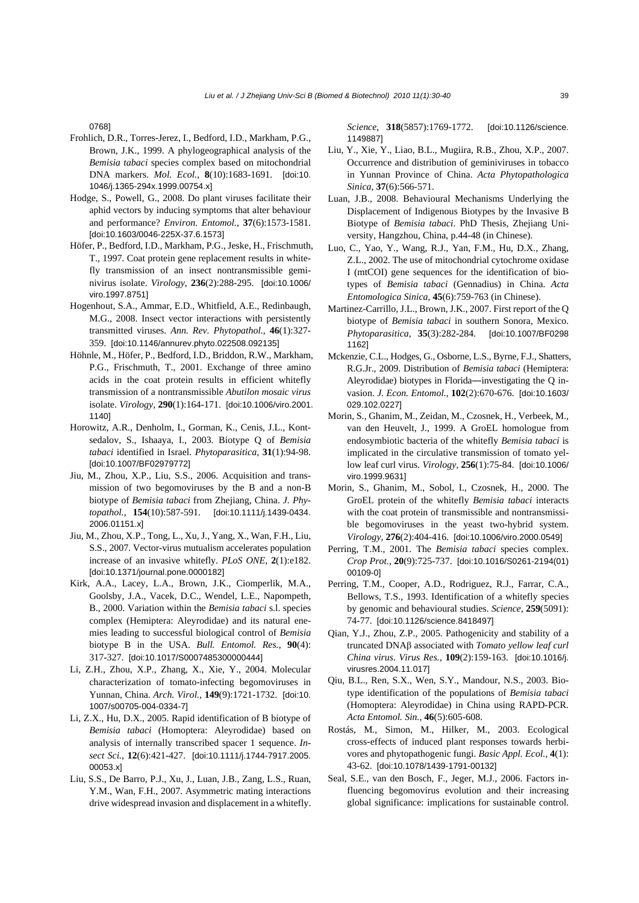0768]

Frohlich, D.R., Torres-Jerez, I., Bedford, I.D., Markham, P.G., Brown, J.K., 1999. A phylogeographical analysis of the *Bemisia tabaci* species complex based on mitochondrial DNA markers. *Mol. Ecol.*, **8**(10):1683-1691. [doi:10.1046/j.1365-294x.1999.00754.x]

Hodge, S., Powell, G., 2008. Do plant viruses facilitate their aphid vectors by inducing symptoms that alter behaviour and performance? *Environ. Entomol.*, **37**(6):1573-1581. [doi:10.1603/0046-225X-37.6.1573]

Höfer, P., Bedford, I.D., Markham, P.G., Jeske, H., Frischmuth, T., 1997. Coat protein gene replacement results in whitefly transmission of an insect nontransmissible geminivirus isolate. *Virology*, **236**(2):288-295. [doi:10.1006/viro.1997.8751]

Hogenhout, S.A., Ammar, E.D., Whitfield, A.E., Redinbaugh, M.G., 2008. Insect vector interactions with persistently transmitted viruses. *Ann. Rev. Phytopathol.*, **46**(1):327-359. [doi:10.1146/annurev.phyto.022508.092135]

Höhnle, M., Höfer, P., Bedford, I.D., Briddon, R.W., Markham, P.G., Frischmuth, T., 2001. Exchange of three amino acids in the coat protein results in efficient whitefly transmission of a nontransmissible *Abutilon mosaic virus* isolate. *Virology*, **290**(1):164-171. [doi:10.1006/viro.2001.1140]

Horowitz, A.R., Denholm, I., Gorman, K., Cenis, J.L., Kontsedalov, S., Ishaaya, I., 2003. Biotype Q of *Bemisia tabaci* identified in Israel. *Phytoparasitica*, **31**(1):94-98. [doi:10.1007/BF02979772]

Jiu, M., Zhou, X.P., Liu, S.S., 2006. Acquisition and transmission of two begomoviruses by the B and a non-B biotype of *Bemisia tabaci* from Zhejiang, China. *J. Phytopathol.*, **154**(10):587-591. [doi:10.1111/j.1439-0434.2006.01151.x]

Jiu, M., Zhou, X.P., Tong, L., Xu, J., Yang, X., Wan, F.H., Liu, S.S., 2007. Vector-virus mutualism accelerates population increase of an invasive whitefly. *PLoS ONE*, **2**(1):e182. [doi:10.1371/journal.pone.0000182]

Kirk, A.A., Lacey, L.A., Brown, J.K., Ciomperlik, M.A., Goolsby, J.A., Vacek, D.C., Wendel, L.E., Napompeth, B., 2000. Variation within the *Bemisia tabaci* s.l. species complex (Hemiptera: Aleyrodidae) and its natural enemies leading to successful biological control of *Bemisia* biotype B in the USA. *Bull. Entomol. Res.*, **90**(4):317-327. [doi:10.1017/S0007485300000444]

Li, Z.H., Zhou, X.P., Zhang, X., Xie, Y., 2004. Molecular characterization of tomato-infecting begomoviruses in Yunnan, China. *Arch. Virol.*, **149**(9):1721-1732. [doi:10.1007/s00705-004-0334-7]

Li, Z.X., Hu, D.X., 2005. Rapid identification of B biotype of *Bemisia tabaci* (Homoptera: Aleyrodidae) based on analysis of internally transcribed spacer 1 sequence. *Insect Sci.*, **12**(6):421-427. [doi:10.1111/j.1744-7917.2005.00053.x]

Liu, S.S., De Barro, P.J., Xu, J., Luan, J.B., Zang, L.S., Ruan, Y.M., Wan, F.H., 2007. Asymmetric mating interactions drive widespread invasion and displacement in a whitefly. *Science*, **318**(5857):1769-1772. [doi:10.1126/science.1149887]

Liu, Y., Xie, Y., Liao, B.L., Mugiira, R.B., Zhou, X.P., 2007. Occurrence and distribution of geminiviruses in tobacco in Yunnan Province of China. *Acta Phytopathologica Sinica*, **37**(6):566-571.

Luan, J.B., 2008. Behavioural Mechanisms Underlying the Displacement of Indigenous Biotypes by the Invasive B Biotype of *Bemisia tabaci*. PhD Thesis, Zhejiang University, Hangzhou, China, p.44-48 (in Chinese).

Luo, C., Yao, Y., Wang, R.J., Yan, F.M., Hu, D.X., Zhang, Z.L., 2002. The use of mitochondrial cytochrome oxidase I (mtCOI) gene sequences for the identification of biotypes of *Bemisia tabaci* (Gennadius) in China. *Acta Entomologica Sinica*, **45**(6):759-763 (in Chinese).

Martinez-Carrillo, J.L., Brown, J.K., 2007. First report of the Q biotype of *Bemisia tabaci* in southern Sonora, Mexico. *Phytoparasitica*, **35**(3):282-284. [doi:10.1007/BF02981162]

Mckenzie, C.L., Hodges, G., Osborne, L.S., Byrne, F.J., Shatters, R.G.Jr., 2009. Distribution of *Bemisia tabaci* (Hemiptera: Aleyrodidae) biotypes in Florida—investigating the Q invasion. *J. Econ. Entomol.*, **102**(2):670-676. [doi:10.1603/029.102.0227]

Morin, S., Ghanim, M., Zeidan, M., Czosnek, H., Verbeek, M., van den Heuvelt, J., 1999. A GroEL homologue from endosymbiotic bacteria of the whitefly *Bemisia tabaci* is implicated in the circulative transmission of tomato yellow leaf curl virus. *Virology*, **256**(1):75-84. [doi:10.1006/viro.1999.9631]

Morin, S., Ghanim, M., Sobol, I., Czosnek, H., 2000. The GroEL protein of the whitefly *Bemisia tabaci* interacts with the coat protein of transmissible and nontransmissible begomoviruses in the yeast two-hybrid system. *Virology*, **276**(2):404-416. [doi:10.1006/viro.2000.0549]

Perring, T.M., 2001. The *Bemisia tabaci* species complex. *Crop Prot.*, **20**(9):725-737. [doi:10.1016/S0261-2194(01)00109-0]

Perring, T.M., Cooper, A.D., Rodriguez, R.J., Farrar, C.A., Bellows, T.S., 1993. Identification of a whitefly species by genomic and behavioural studies. *Science*, **259**(5091):74-77. [doi:10.1126/science.8418497]

Qian, Y.J., Zhou, Z.P., 2005. Pathogenicity and stability of a truncated DNAβ associated with *Tomato yellow leaf curl China virus*. *Virus Res.*, **109**(2):159-163. [doi:10.1016/j.virusres.2004.11.017]

Qiu, B.L., Ren, S.X., Wen, S.Y., Mandour, N.S., 2003. Biotype identification of the populations of *Bemisia tabaci* (Homoptera: Aleyrodidae) in China using RAPD-PCR. *Acta Entomol. Sin.*, **46**(5):605-608.

Rostás, M., Simon, M., Hilker, M., 2003. Ecological cross-effects of induced plant responses towards herbivores and phytopathogenic fungi. *Basic Appl. Ecol.*, **4**(1):43-62. [doi:10.1078/1439-1791-00132]

Seal, S.E., van den Bosch, F., Jeger, M.J., 2006. Factors influencing begomovirus evolution and their increasing global significance: implications for sustainable control.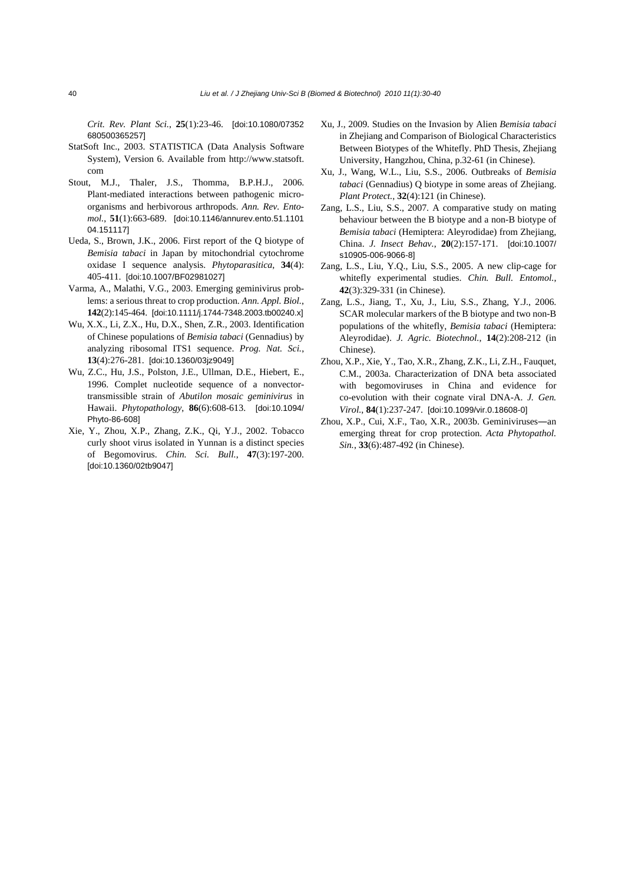*Crit. Rev. Plant Sci.*, **25**(1):23-46. [doi:10.1080/07352680500365257]

StatSoft Inc., 2003. STATISTICA (Data Analysis Software System), Version 6. Available from http://www.statsoft.com

Stout, M.J., Thaler, J.S., Thomma, B.P.H.J., 2006. Plant-mediated interactions between pathogenic microorganisms and herbivorous arthropods. *Ann. Rev. Entomol.*, **51**(1):663-689. [doi:10.1146/annurev.ento.51.110104.151117]

Ueda, S., Brown, J.K., 2006. First report of the Q biotype of *Bemisia tabaci* in Japan by mitochondrial cytochrome oxidase I sequence analysis. *Phytoparasitica*, **34**(4):405-411. [doi:10.1007/BF02981027]

Varma, A., Malathi, V.G., 2003. Emerging geminivirus problems: a serious threat to crop production. *Ann. Appl. Biol.*, **142**(2):145-464. [doi:10.1111/j.1744-7348.2003.tb00240.x]

Wu, X.X., Li, Z.X., Hu, D.X., Shen, Z.R., 2003. Identification of Chinese populations of *Bemisia tabaci* (Gennadius) by analyzing ribosomal ITS1 sequence. *Prog. Nat. Sci.*, **13**(4):276-281. [doi:10.1360/03jz9049]

Wu, Z.C., Hu, J.S., Polston, J.E., Ullman, D.E., Hiebert, E., 1996. Complet nucleotide sequence of a nonvector-transmissible strain of *Abutilon mosaic geminivirus* in Hawaii. *Phytopathology*, **86**(6):608-613. [doi:10.1094/Phyto-86-608]

Xie, Y., Zhou, X.P., Zhang, Z.K., Qi, Y.J., 2002. Tobacco curly shoot virus isolated in Yunnan is a distinct species of Begomovirus. *Chin. Sci. Bull.*, **47**(3):197-200. [doi:10.1360/02tb9047]

Xu, J., 2009. Studies on the Invasion by Alien *Bemisia tabaci* in Zhejiang and Comparison of Biological Characteristics Between Biotypes of the Whitefly. PhD Thesis, Zhejiang University, Hangzhou, China, p.32-61 (in Chinese).

Xu, J., Wang, W.L., Liu, S.S., 2006. Outbreaks of *Bemisia tabaci* (Gennadius) Q biotype in some areas of Zhejiang. *Plant Protect.*, **32**(4):121 (in Chinese).

Zang, L.S., Liu, S.S., 2007. A comparative study on mating behaviour between the B biotype and a non-B biotype of *Bemisia tabaci* (Hemiptera: Aleyrodidae) from Zhejiang, China. *J. Insect Behav.*, **20**(2):157-171. [doi:10.1007/s10905-006-9066-8]

Zang, L.S., Liu, Y.Q., Liu, S.S., 2005. A new clip-cage for whitefly experimental studies. *Chin. Bull. Entomol.*, **42**(3):329-331 (in Chinese).

Zang, L.S., Jiang, T., Xu, J., Liu, S.S., Zhang, Y.J., 2006. SCAR molecular markers of the B biotype and two non-B populations of the whitefly, *Bemisia tabaci* (Hemiptera: Aleyrodidae). *J. Agric. Biotechnol.*, **14**(2):208-212 (in Chinese).

Zhou, X.P., Xie, Y., Tao, X.R., Zhang, Z.K., Li, Z.H., Fauquet, C.M., 2003a. Characterization of DNA beta associated with begomoviruses in China and evidence for co-evolution with their cognate viral DNA-A. *J. Gen. Virol.*, **84**(1):237-247. [doi:10.1099/vir.0.18608-0]

Zhou, X.P., Cui, X.F., Tao, X.R., 2003b. Geminiviruses—an emerging threat for crop protection. *Acta Phytopathol. Sin.*, **33**(6):487-492 (in Chinese).